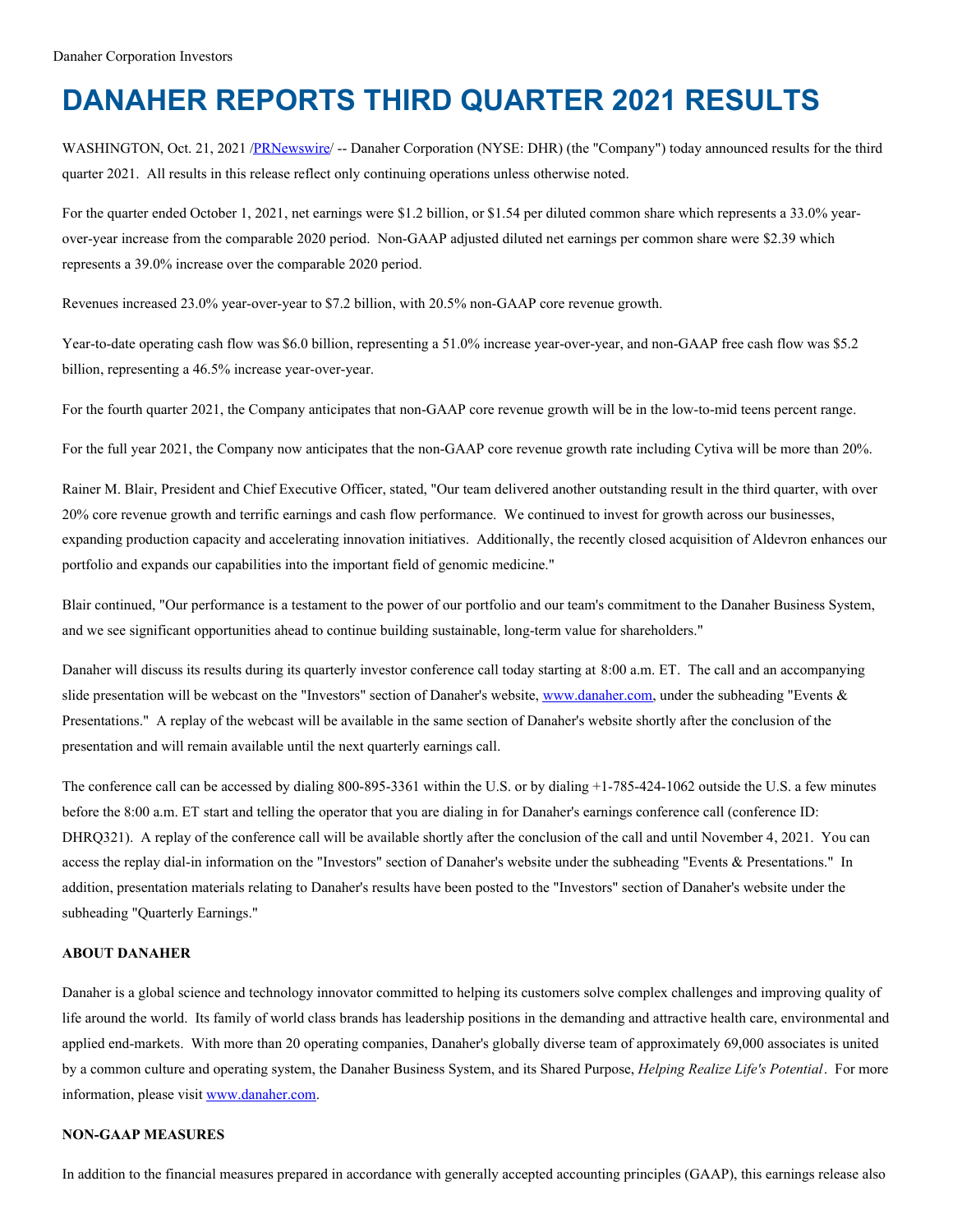Danaher Corporation Investors

# DANAHER REPORTS THIRD QUARTER 2021 RESULTS

WASHINGTON, Oct. 21, 2021 /PRNewswire/ -- Danaher Corporation (NYSE: DHR) (the "Company") today announced results for the third quarter 2021. All results in this release reflect only continuing operations unless otherwise noted.

For the quarter ended October 1, 2021, net earnings were $1.2 billion, or $1.54 per diluted common share which represents a 33.0% year-over-year increase from the comparable 2020 period. Non-GAAP adjusted diluted net earnings per common share were $2.39 which represents a 39.0% increase over the comparable 2020 period.

Revenues increased 23.0% year-over-year to $7.2 billion, with 20.5% non-GAAP core revenue growth.

Year-to-date operating cash flow was $6.0 billion, representing a 51.0% increase year-over-year, and non-GAAP free cash flow was $5.2 billion, representing a 46.5% increase year-over-year.

For the fourth quarter 2021, the Company anticipates that non-GAAP core revenue growth will be in the low-to-mid teens percent range.

For the full year 2021, the Company now anticipates that the non-GAAP core revenue growth rate including Cytiva will be more than 20%.

Rainer M. Blair, President and Chief Executive Officer, stated, "Our team delivered another outstanding result in the third quarter, with over 20% core revenue growth and terrific earnings and cash flow performance. We continued to invest for growth across our businesses, expanding production capacity and accelerating innovation initiatives. Additionally, the recently closed acquisition of Aldevron enhances our portfolio and expands our capabilities into the important field of genomic medicine."

Blair continued, "Our performance is a testament to the power of our portfolio and our team's commitment to the Danaher Business System, and we see significant opportunities ahead to continue building sustainable, long-term value for shareholders."

Danaher will discuss its results during its quarterly investor conference call today starting at 8:00 a.m. ET. The call and an accompanying slide presentation will be webcast on the "Investors" section of Danaher's website, www.danaher.com, under the subheading "Events & Presentations." A replay of the webcast will be available in the same section of Danaher's website shortly after the conclusion of the presentation and will remain available until the next quarterly earnings call.

The conference call can be accessed by dialing 800-895-3361 within the U.S. or by dialing +1-785-424-1062 outside the U.S. a few minutes before the 8:00 a.m. ET start and telling the operator that you are dialing in for Danaher's earnings conference call (conference ID: DHRQ321). A replay of the conference call will be available shortly after the conclusion of the call and until November 4, 2021. You can access the replay dial-in information on the "Investors" section of Danaher's website under the subheading "Events & Presentations." In addition, presentation materials relating to Danaher's results have been posted to the "Investors" section of Danaher's website under the subheading "Quarterly Earnings."

**ABOUT DANAHER**

Danaher is a global science and technology innovator committed to helping its customers solve complex challenges and improving quality of life around the world. Its family of world class brands has leadership positions in the demanding and attractive health care, environmental and applied end-markets. With more than 20 operating companies, Danaher's globally diverse team of approximately 69,000 associates is united by a common culture and operating system, the Danaher Business System, and its Shared Purpose, *Helping Realize Life's Potential*. For more information, please visit www.danaher.com.

**NON-GAAP MEASURES**

In addition to the financial measures prepared in accordance with generally accepted accounting principles (GAAP), this earnings release also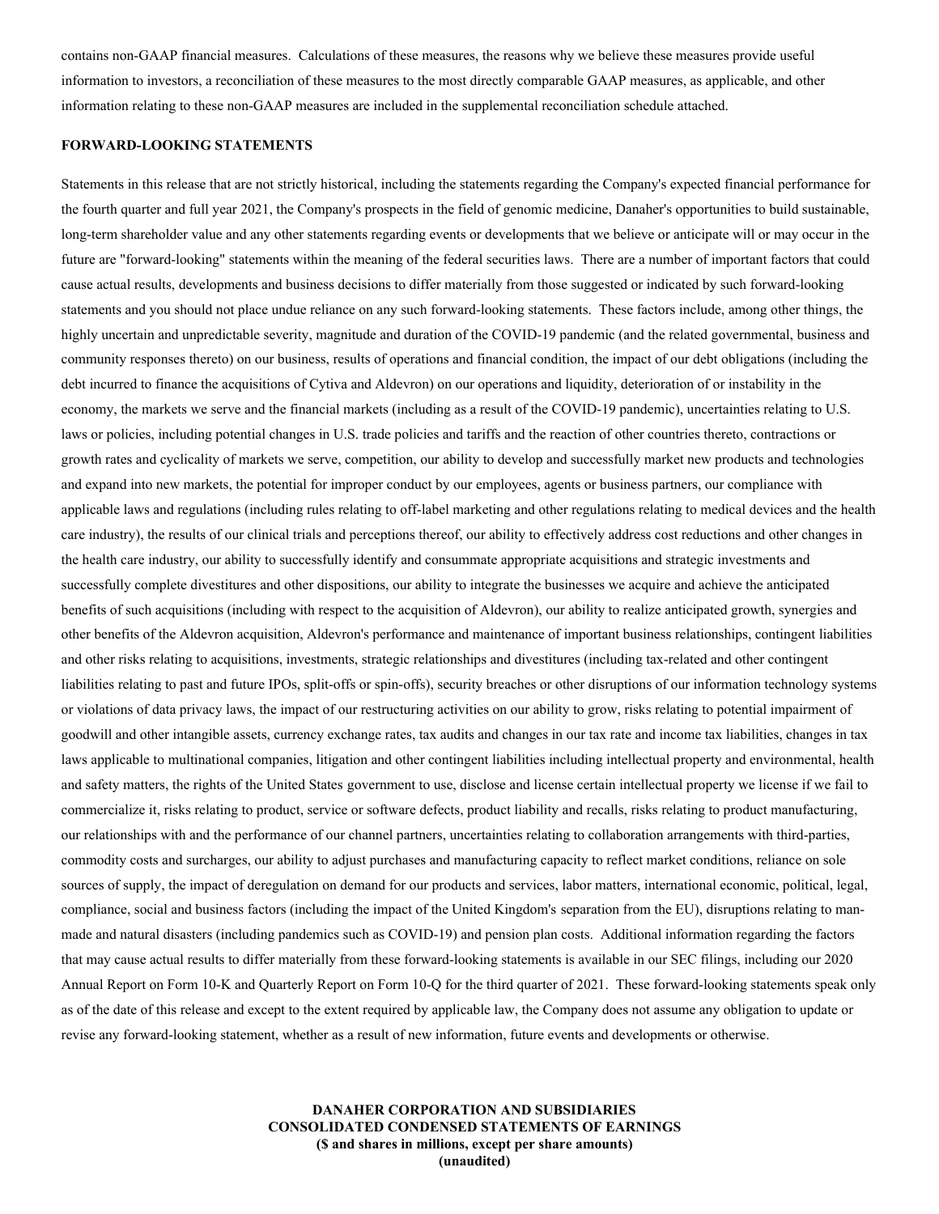contains non-GAAP financial measures. Calculations of these measures, the reasons why we believe these measures provide useful information to investors, a reconciliation of these measures to the most directly comparable GAAP measures, as applicable, and other information relating to these non-GAAP measures are included in the supplemental reconciliation schedule attached.

**FORWARD-LOOKING STATEMENTS**

Statements in this release that are not strictly historical, including the statements regarding the Company's expected financial performance for the fourth quarter and full year 2021, the Company's prospects in the field of genomic medicine, Danaher's opportunities to build sustainable, long-term shareholder value and any other statements regarding events or developments that we believe or anticipate will or may occur in the future are "forward-looking" statements within the meaning of the federal securities laws. There are a number of important factors that could cause actual results, developments and business decisions to differ materially from those suggested or indicated by such forward-looking statements and you should not place undue reliance on any such forward-looking statements. These factors include, among other things, the highly uncertain and unpredictable severity, magnitude and duration of the COVID-19 pandemic (and the related governmental, business and community responses thereto) on our business, results of operations and financial condition, the impact of our debt obligations (including the debt incurred to finance the acquisitions of Cytiva and Aldevron) on our operations and liquidity, deterioration of or instability in the economy, the markets we serve and the financial markets (including as a result of the COVID-19 pandemic), uncertainties relating to U.S. laws or policies, including potential changes in U.S. trade policies and tariffs and the reaction of other countries thereto, contractions or growth rates and cyclicality of markets we serve, competition, our ability to develop and successfully market new products and technologies and expand into new markets, the potential for improper conduct by our employees, agents or business partners, our compliance with applicable laws and regulations (including rules relating to off-label marketing and other regulations relating to medical devices and the health care industry), the results of our clinical trials and perceptions thereof, our ability to effectively address cost reductions and other changes in the health care industry, our ability to successfully identify and consummate appropriate acquisitions and strategic investments and successfully complete divestitures and other dispositions, our ability to integrate the businesses we acquire and achieve the anticipated benefits of such acquisitions (including with respect to the acquisition of Aldevron), our ability to realize anticipated growth, synergies and other benefits of the Aldevron acquisition, Aldevron's performance and maintenance of important business relationships, contingent liabilities and other risks relating to acquisitions, investments, strategic relationships and divestitures (including tax-related and other contingent liabilities relating to past and future IPOs, split-offs or spin-offs), security breaches or other disruptions of our information technology systems or violations of data privacy laws, the impact of our restructuring activities on our ability to grow, risks relating to potential impairment of goodwill and other intangible assets, currency exchange rates, tax audits and changes in our tax rate and income tax liabilities, changes in tax laws applicable to multinational companies, litigation and other contingent liabilities including intellectual property and environmental, health and safety matters, the rights of the United States government to use, disclose and license certain intellectual property we license if we fail to commercialize it, risks relating to product, service or software defects, product liability and recalls, risks relating to product manufacturing, our relationships with and the performance of our channel partners, uncertainties relating to collaboration arrangements with third-parties, commodity costs and surcharges, our ability to adjust purchases and manufacturing capacity to reflect market conditions, reliance on sole sources of supply, the impact of deregulation on demand for our products and services, labor matters, international economic, political, legal, compliance, social and business factors (including the impact of the United Kingdom's separation from the EU), disruptions relating to man-made and natural disasters (including pandemics such as COVID-19) and pension plan costs. Additional information regarding the factors that may cause actual results to differ materially from these forward-looking statements is available in our SEC filings, including our 2020 Annual Report on Form 10-K and Quarterly Report on Form 10-Q for the third quarter of 2021. These forward-looking statements speak only as of the date of this release and except to the extent required by applicable law, the Company does not assume any obligation to update or revise any forward-looking statement, whether as a result of new information, future events and developments or otherwise.

**DANAHER CORPORATION AND SUBSIDIARIES**
**CONSOLIDATED CONDENSED STATEMENTS OF EARNINGS**
**($ and shares in millions, except per share amounts)**
**(unaudited)**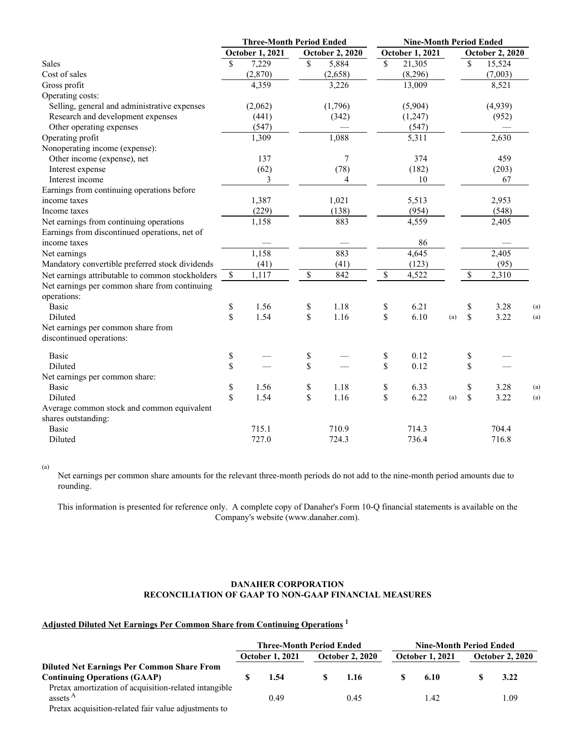| | Three-Month Period Ended | | Nine-Month Period Ended | |
|---|---|---|---|---|
| | October 1, 2021 | October 2, 2020 | October 1, 2021 | October 2, 2020 |
| Sales | $ 7,229 | $ 5,884 | $ 21,305 | $ 15,524 |
| Cost of sales | (2,870) | (2,658) | (8,296) | (7,003) |
| Gross profit | 4,359 | 3,226 | 13,009 | 8,521 |
| Operating costs: | | | | |
| Selling, general and administrative expenses | (2,062) | (1,796) | (5,904) | (4,939) |
| Research and development expenses | (441) | (342) | (1,247) | (952) |
| Other operating expenses | (547) | — | (547) | — |
| Operating profit | 1,309 | 1,088 | 5,311 | 2,630 |
| Nonoperating income (expense): | | | | |
| Other income (expense), net | 137 | 7 | 374 | 459 |
| Interest expense | (62) | (78) | (182) | (203) |
| Interest income | 3 | 4 | 10 | 67 |
| Earnings from continuing operations before income taxes | 1,387 | 1,021 | 5,513 | 2,953 |
| Income taxes | (229) | (138) | (954) | (548) |
| Net earnings from continuing operations | 1,158 | 883 | 4,559 | 2,405 |
| Earnings from discontinued operations, net of income taxes | — | — | 86 | — |
| Net earnings | 1,158 | 883 | 4,645 | 2,405 |
| Mandatory convertible preferred stock dividends | (41) | (41) | (123) | (95) |
| Net earnings attributable to common stockholders | $ 1,117 | $ 842 | $ 4,522 | $ 2,310 |
| Net earnings per common share from continuing operations: | | | | |
| Basic | $ 1.56 | $ 1.18 | $ 6.21 | $ 3.28 (a) |
| Diluted | $ 1.54 | $ 1.16 | $ 6.10 (a) | $ 3.22 (a) |
| Net earnings per common share from discontinued operations: | | | | |
| Basic | $ — | $ — | $ 0.12 | $ — |
| Diluted | $ — | $ — | $ 0.12 | $ — |
| Net earnings per common share: | | | | |
| Basic | $ 1.56 | $ 1.18 | $ 6.33 | $ 3.28 (a) |
| Diluted | $ 1.54 | $ 1.16 | $ 6.22 (a) | $ 3.22 (a) |
| Average common stock and common equivalent shares outstanding: | | | | |
| Basic | 715.1 | 710.9 | 714.3 | 704.4 |
| Diluted | 727.0 | 724.3 | 736.4 | 716.8 |

(a) Net earnings per common share amounts for the relevant three-month periods do not add to the nine-month period amounts due to rounding.

This information is presented for reference only. A complete copy of Danaher's Form 10-Q financial statements is available on the Company's website (www.danaher.com).

## DANAHER CORPORATION
## RECONCILIATION OF GAAP TO NON-GAAP FINANCIAL MEASURES

**Adjusted Diluted Net Earnings Per Common Share from Continuing Operations [1]**

| | Three-Month Period Ended | | Nine-Month Period Ended | |
|---|---|---|---|---|
| | October 1, 2021 | October 2, 2020 | October 1, 2021 | October 2, 2020 |
| **Diluted Net Earnings Per Common Share From Continuing Operations (GAAP)** | **$ 1.54** | **$ 1.16** | **$ 6.10** | **$ 3.22** |
| Pretax amortization of acquisition-related intangible assets [A] | 0.49 | 0.45 | 1.42 | 1.09 |
| Pretax acquisition-related fair value adjustments to | | | | |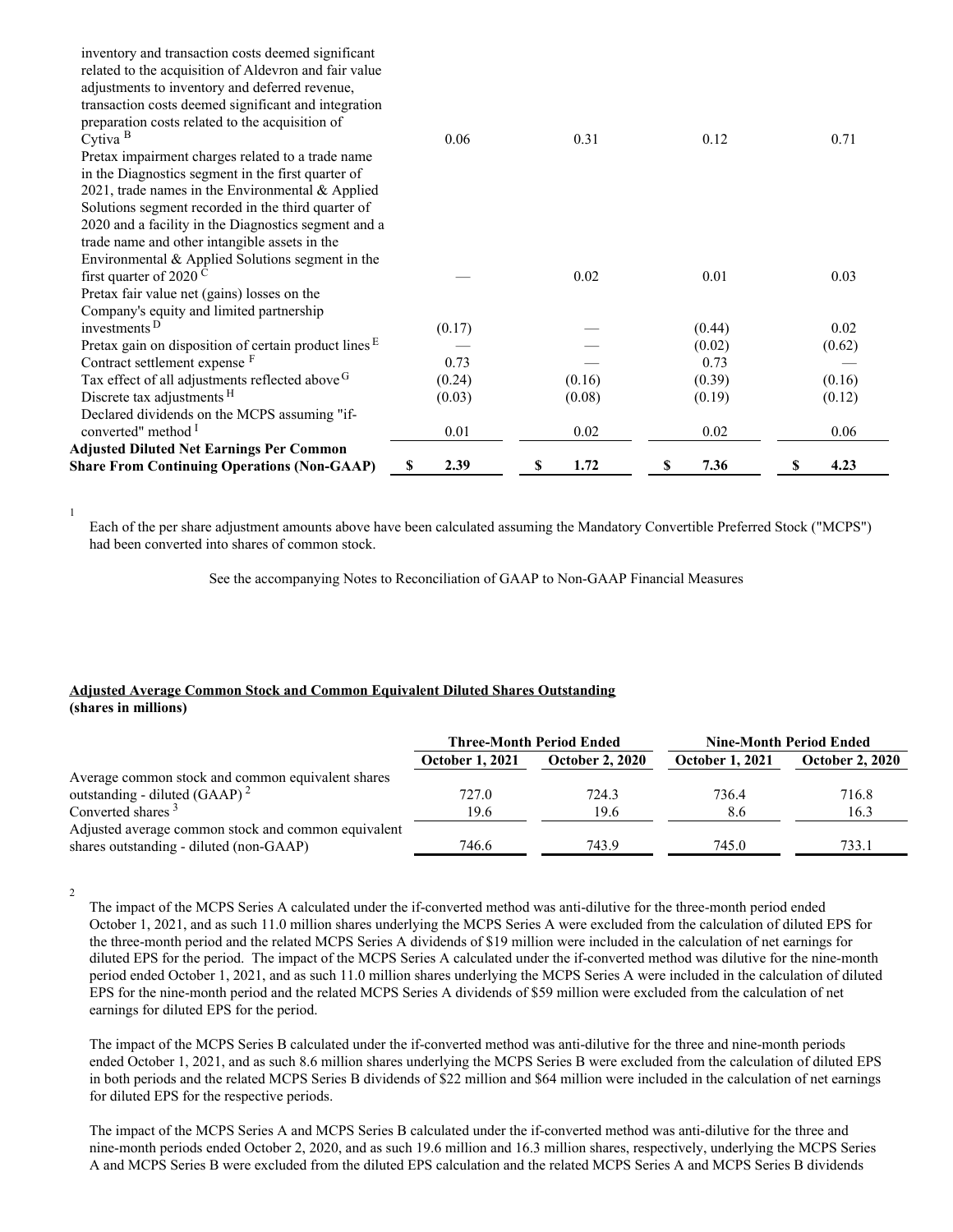| | | | | |
|---|---|---|---|---|
| inventory and transaction costs deemed significant related to the acquisition of Aldevron and fair value adjustments to inventory and deferred revenue, transaction costs deemed significant and integration preparation costs related to the acquisition of Cytiva [B] | 0.06 | 0.31 | 0.12 | 0.71 |
| Pretax impairment charges related to a trade name in the Diagnostics segment in the first quarter of 2021, trade names in the Environmental & Applied Solutions segment recorded in the third quarter of 2020 and a facility in the Diagnostics segment and a trade name and other intangible assets in the Environmental & Applied Solutions segment in the first quarter of 2020 [C] | — | 0.02 | 0.01 | 0.03 |
| Pretax fair value net (gains) losses on the Company's equity and limited partnership investments [D] | (0.17) | — | (0.44) | 0.02 |
| Pretax gain on disposition of certain product lines [E] | — | — | (0.02) | (0.62) |
| Contract settlement expense [F] | 0.73 | — | 0.73 | — |
| Tax effect of all adjustments reflected above [G] | (0.24) | (0.16) | (0.39) | (0.16) |
| Discrete tax adjustments [H] | (0.03) | (0.08) | (0.19) | (0.12) |
| Declared dividends on the MCPS assuming "if-converted" method [I] | 0.01 | 0.02 | 0.02 | 0.06 |
| **Adjusted Diluted Net Earnings Per Common Share From Continuing Operations (Non-GAAP)** | **$ 2.39** | **$ 1.72** | **$ 7.36** | **$ 4.23** |

1 Each of the per share adjustment amounts above have been calculated assuming the Mandatory Convertible Preferred Stock ("MCPS") had been converted into shares of common stock.

See the accompanying Notes to Reconciliation of GAAP to Non-GAAP Financial Measures

**Adjusted Average Common Stock and Common Equivalent Diluted Shares Outstanding**
**(shares in millions)**

| | Three-Month Period Ended | | Nine-Month Period Ended | |
|---|---|---|---|---|
| | October 1, 2021 | October 2, 2020 | October 1, 2021 | October 2, 2020 |
| Average common stock and common equivalent shares outstanding - diluted (GAAP) [2] | 727.0 | 724.3 | 736.4 | 716.8 |
| Converted shares [3] | 19.6 | 19.6 | 8.6 | 16.3 |
| Adjusted average common stock and common equivalent shares outstanding - diluted (non-GAAP) | 746.6 | 743.9 | 745.0 | 733.1 |

2 The impact of the MCPS Series A calculated under the if-converted method was anti-dilutive for the three-month period ended October 1, 2021, and as such 11.0 million shares underlying the MCPS Series A were excluded from the calculation of diluted EPS for the three-month period and the related MCPS Series A dividends of $19 million were included in the calculation of net earnings for diluted EPS for the period. The impact of the MCPS Series A calculated under the if-converted method was dilutive for the nine-month period ended October 1, 2021, and as such 11.0 million shares underlying the MCPS Series A were included in the calculation of diluted EPS for the nine-month period and the related MCPS Series A dividends of $59 million were excluded from the calculation of net earnings for diluted EPS for the period.

The impact of the MCPS Series B calculated under the if-converted method was anti-dilutive for the three and nine-month periods ended October 1, 2021, and as such 8.6 million shares underlying the MCPS Series B were excluded from the calculation of diluted EPS in both periods and the related MCPS Series B dividends of $22 million and $64 million were included in the calculation of net earnings for diluted EPS for the respective periods.

The impact of the MCPS Series A and MCPS Series B calculated under the if-converted method was anti-dilutive for the three and nine-month periods ended October 2, 2020, and as such 19.6 million and 16.3 million shares, respectively, underlying the MCPS Series A and MCPS Series B were excluded from the diluted EPS calculation and the related MCPS Series A and MCPS Series B dividends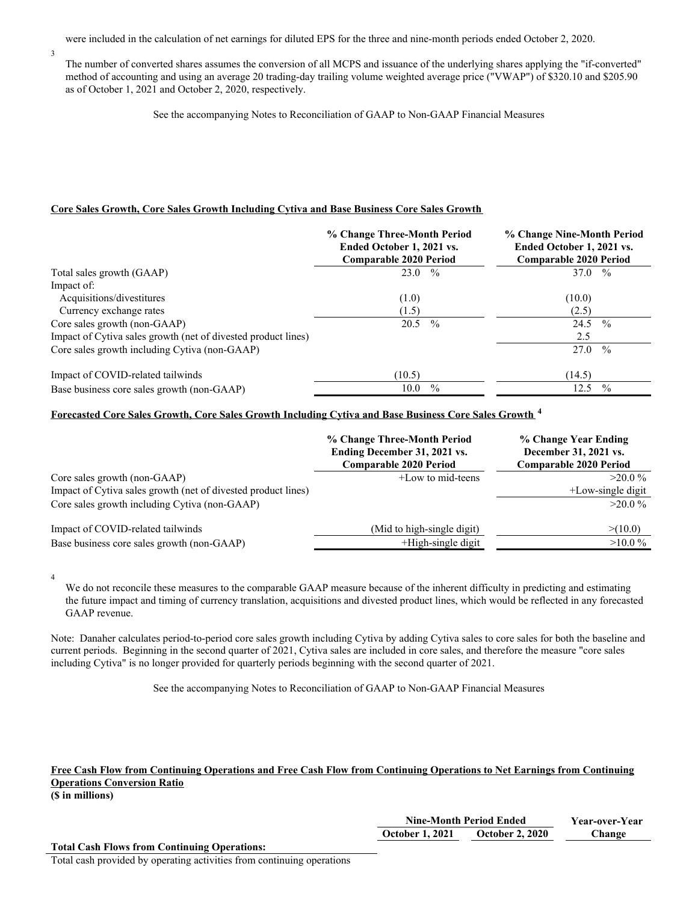were included in the calculation of net earnings for diluted EPS for the three and nine-month periods ended October 2, 2020.

[3] The number of converted shares assumes the conversion of all MCPS and issuance of the underlying shares applying the "if-converted" method of accounting and using an average 20 trading-day trailing volume weighted average price ("VWAP") of $320.10 and $205.90 as of October 1, 2021 and October 2, 2020, respectively.

See the accompanying Notes to Reconciliation of GAAP to Non-GAAP Financial Measures

**Core Sales Growth, Core Sales Growth Including Cytiva and Base Business Core Sales Growth**

| | % Change Three-Month Period Ended October 1, 2021 vs. Comparable 2020 Period | % Change Nine-Month Period Ended October 1, 2021 vs. Comparable 2020 Period |
|---|---|---|
| Total sales growth (GAAP) | 23.0 % | 37.0 % |
| Impact of: | | |
| Acquisitions/divestitures | (1.0) | (10.0) |
| Currency exchange rates | (1.5) | (2.5) |
| Core sales growth (non-GAAP) | 20.5 % | 24.5 % |
| Impact of Cytiva sales growth (net of divested product lines) | | 2.5 |
| Core sales growth including Cytiva (non-GAAP) | | 27.0 % |
| Impact of COVID-related tailwinds | (10.5) | (14.5) |
| Base business core sales growth (non-GAAP) | 10.0 % | 12.5 % |

**Forecasted Core Sales Growth, Core Sales Growth Including Cytiva and Base Business Core Sales Growth [4]**

| | % Change Three-Month Period Ending December 31, 2021 vs. Comparable 2020 Period | % Change Year Ending December 31, 2021 vs. Comparable 2020 Period |
|---|---|---|
| Core sales growth (non-GAAP) | +Low to mid-teens | >20.0 % |
| Impact of Cytiva sales growth (net of divested product lines) | | +Low-single digit |
| Core sales growth including Cytiva (non-GAAP) | | >20.0 % |
| Impact of COVID-related tailwinds | (Mid to high-single digit) | >(10.0) |
| Base business core sales growth (non-GAAP) | +High-single digit | >10.0 % |

[4] We do not reconcile these measures to the comparable GAAP measure because of the inherent difficulty in predicting and estimating the future impact and timing of currency translation, acquisitions and divested product lines, which would be reflected in any forecasted GAAP revenue.

Note: Danaher calculates period-to-period core sales growth including Cytiva by adding Cytiva sales to core sales for both the baseline and current periods. Beginning in the second quarter of 2021, Cytiva sales are included in core sales, and therefore the measure "core sales including Cytiva" is no longer provided for quarterly periods beginning with the second quarter of 2021.

See the accompanying Notes to Reconciliation of GAAP to Non-GAAP Financial Measures

**Free Cash Flow from Continuing Operations and Free Cash Flow from Continuing Operations to Net Earnings from Continuing Operations Conversion Ratio**
**($ in millions)**

| | Nine-Month Period Ended | | Year-over-Year Change |
|---|---|---|---|
| | October 1, 2021 | October 2, 2020 | |
| **Total Cash Flows from Continuing Operations:** | | | |
| Total cash provided by operating activities from continuing operations | | | |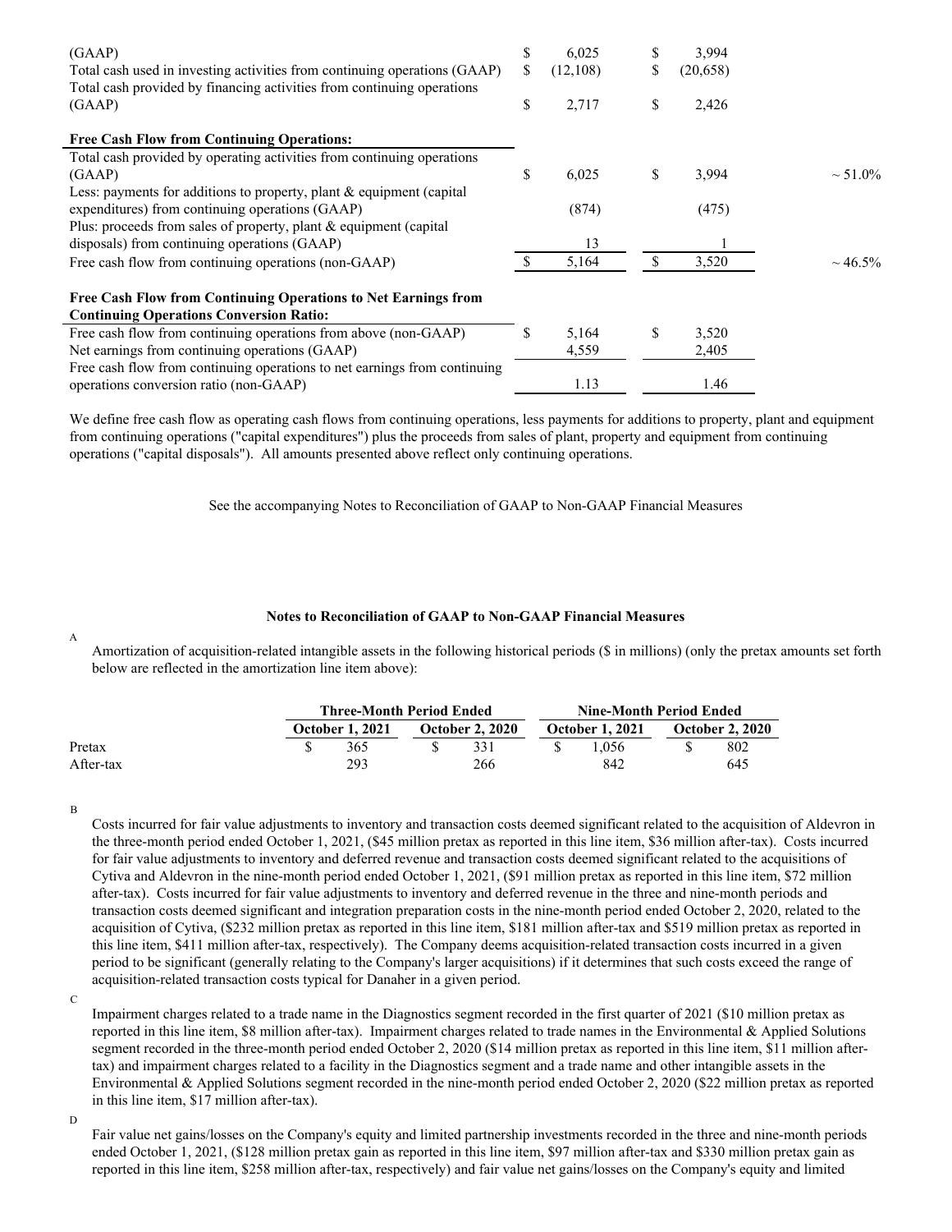| | | | |
|---|---|---|---|
| (GAAP) | $ 6,025 | $ 3,994 | |
| Total cash used in investing activities from continuing operations (GAAP) | $ (12,108) | $ (20,658) | |
| Total cash provided by financing activities from continuing operations (GAAP) | $ 2,717 | $ 2,426 | |
| **Free Cash Flow from Continuing Operations:** | | | |
| Total cash provided by operating activities from continuing operations (GAAP) | $ 6,025 | $ 3,994 | ~ 51.0% |
| Less: payments for additions to property, plant & equipment (capital expenditures) from continuing operations (GAAP) | (874) | (475) | |
| Plus: proceeds from sales of property, plant & equipment (capital disposals) from continuing operations (GAAP) | 13 | 1 | |
| Free cash flow from continuing operations (non-GAAP) | $ 5,164 | $ 3,520 | ~ 46.5% |
| **Free Cash Flow from Continuing Operations to Net Earnings from Continuing Operations Conversion Ratio:** | | | |
| Free cash flow from continuing operations from above (non-GAAP) | $ 5,164 | $ 3,520 | |
| Net earnings from continuing operations (GAAP) | 4,559 | 2,405 | |
| Free cash flow from continuing operations to net earnings from continuing operations conversion ratio (non-GAAP) | 1.13 | 1.46 | |

We define free cash flow as operating cash flows from continuing operations, less payments for additions to property, plant and equipment from continuing operations ("capital expenditures") plus the proceeds from sales of plant, property and equipment from continuing operations ("capital disposals"). All amounts presented above reflect only continuing operations.

See the accompanying Notes to Reconciliation of GAAP to Non-GAAP Financial Measures

**Notes to Reconciliation of GAAP to Non-GAAP Financial Measures**

A

Amortization of acquisition-related intangible assets in the following historical periods ($ in millions) (only the pretax amounts set forth below are reflected in the amortization line item above):

| | Three-Month Period Ended | | Nine-Month Period Ended | |
|---|---|---|---|---|
| | October 1, 2021 | October 2, 2020 | October 1, 2021 | October 2, 2020 |
| Pretax | $ 365 | $ 331 | $ 1,056 | $ 802 |
| After-tax | 293 | 266 | 842 | 645 |

B

Costs incurred for fair value adjustments to inventory and transaction costs deemed significant related to the acquisition of Aldevron in the three-month period ended October 1, 2021, ($45 million pretax as reported in this line item, $36 million after-tax). Costs incurred for fair value adjustments to inventory and deferred revenue and transaction costs deemed significant related to the acquisitions of Cytiva and Aldevron in the nine-month period ended October 1, 2021, ($91 million pretax as reported in this line item, $72 million after-tax). Costs incurred for fair value adjustments to inventory and deferred revenue in the three and nine-month periods and transaction costs deemed significant and integration preparation costs in the nine-month period ended October 2, 2020, related to the acquisition of Cytiva, ($232 million pretax as reported in this line item, $181 million after-tax and $519 million pretax as reported in this line item, $411 million after-tax, respectively). The Company deems acquisition-related transaction costs incurred in a given period to be significant (generally relating to the Company's larger acquisitions) if it determines that such costs exceed the range of acquisition-related transaction costs typical for Danaher in a given period.

C

Impairment charges related to a trade name in the Diagnostics segment recorded in the first quarter of 2021 ($10 million pretax as reported in this line item, $8 million after-tax). Impairment charges related to trade names in the Environmental & Applied Solutions segment recorded in the three-month period ended October 2, 2020 ($14 million pretax as reported in this line item, $11 million after-tax) and impairment charges related to a facility in the Diagnostics segment and a trade name and other intangible assets in the Environmental & Applied Solutions segment recorded in the nine-month period ended October 2, 2020 ($22 million pretax as reported in this line item, $17 million after-tax).

D

Fair value net gains/losses on the Company's equity and limited partnership investments recorded in the three and nine-month periods ended October 1, 2021, ($128 million pretax gain as reported in this line item, $97 million after-tax and $330 million pretax gain as reported in this line item, $258 million after-tax, respectively) and fair value net gains/losses on the Company's equity and limited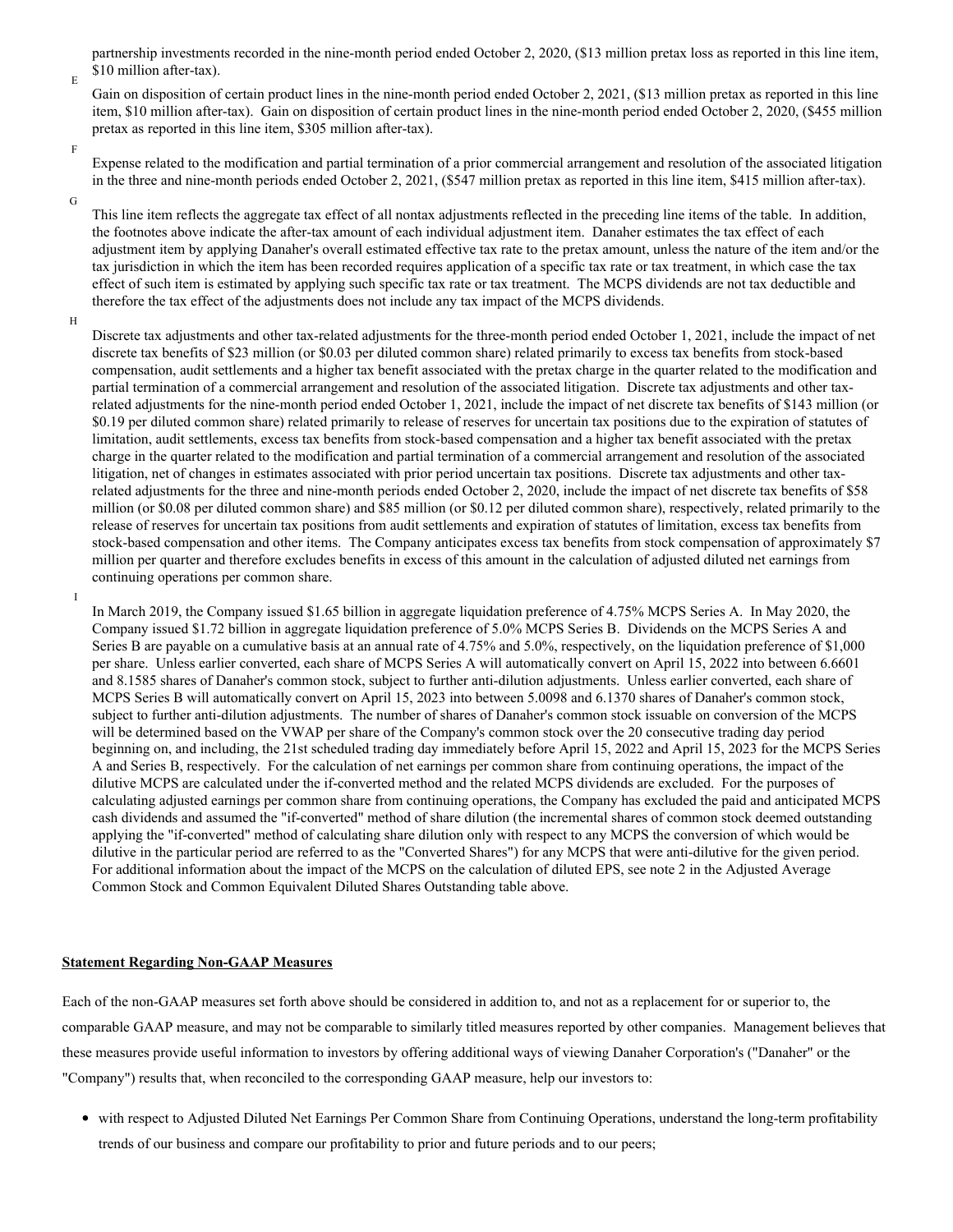partnership investments recorded in the nine-month period ended October 2, 2020, ($13 million pretax loss as reported in this line item, $10 million after-tax).

E

Gain on disposition of certain product lines in the nine-month period ended October 2, 2021, ($13 million pretax as reported in this line item, $10 million after-tax). Gain on disposition of certain product lines in the nine-month period ended October 2, 2020, ($455 million pretax as reported in this line item, $305 million after-tax).

F

Expense related to the modification and partial termination of a prior commercial arrangement and resolution of the associated litigation in the three and nine-month periods ended October 2, 2021, ($547 million pretax as reported in this line item, $415 million after-tax).

G

This line item reflects the aggregate tax effect of all nontax adjustments reflected in the preceding line items of the table. In addition, the footnotes above indicate the after-tax amount of each individual adjustment item. Danaher estimates the tax effect of each adjustment item by applying Danaher's overall estimated effective tax rate to the pretax amount, unless the nature of the item and/or the tax jurisdiction in which the item has been recorded requires application of a specific tax rate or tax treatment, in which case the tax effect of such item is estimated by applying such specific tax rate or tax treatment. The MCPS dividends are not tax deductible and therefore the tax effect of the adjustments does not include any tax impact of the MCPS dividends.

H

Discrete tax adjustments and other tax-related adjustments for the three-month period ended October 1, 2021, include the impact of net discrete tax benefits of $23 million (or $0.03 per diluted common share) related primarily to excess tax benefits from stock-based compensation, audit settlements and a higher tax benefit associated with the pretax charge in the quarter related to the modification and partial termination of a commercial arrangement and resolution of the associated litigation. Discrete tax adjustments and other tax-related adjustments for the nine-month period ended October 1, 2021, include the impact of net discrete tax benefits of $143 million (or $0.19 per diluted common share) related primarily to release of reserves for uncertain tax positions due to the expiration of statutes of limitation, audit settlements, excess tax benefits from stock-based compensation and a higher tax benefit associated with the pretax charge in the quarter related to the modification and partial termination of a commercial arrangement and resolution of the associated litigation, net of changes in estimates associated with prior period uncertain tax positions. Discrete tax adjustments and other tax-related adjustments for the three and nine-month periods ended October 2, 2020, include the impact of net discrete tax benefits of $58 million (or $0.08 per diluted common share) and $85 million (or $0.12 per diluted common share), respectively, related primarily to the release of reserves for uncertain tax positions from audit settlements and expiration of statutes of limitation, excess tax benefits from stock-based compensation and other items. The Company anticipates excess tax benefits from stock compensation of approximately $7 million per quarter and therefore excludes benefits in excess of this amount in the calculation of adjusted diluted net earnings from continuing operations per common share.

I

In March 2019, the Company issued $1.65 billion in aggregate liquidation preference of 4.75% MCPS Series A. In May 2020, the Company issued $1.72 billion in aggregate liquidation preference of 5.0% MCPS Series B. Dividends on the MCPS Series A and Series B are payable on a cumulative basis at an annual rate of 4.75% and 5.0%, respectively, on the liquidation preference of $1,000 per share. Unless earlier converted, each share of MCPS Series A will automatically convert on April 15, 2022 into between 6.6601 and 8.1585 shares of Danaher's common stock, subject to further anti-dilution adjustments. Unless earlier converted, each share of MCPS Series B will automatically convert on April 15, 2023 into between 5.0098 and 6.1370 shares of Danaher's common stock, subject to further anti-dilution adjustments. The number of shares of Danaher's common stock issuable on conversion of the MCPS will be determined based on the VWAP per share of the Company's common stock over the 20 consecutive trading day period beginning on, and including, the 21st scheduled trading day immediately before April 15, 2022 and April 15, 2023 for the MCPS Series A and Series B, respectively. For the calculation of net earnings per common share from continuing operations, the impact of the dilutive MCPS are calculated under the if-converted method and the related MCPS dividends are excluded. For the purposes of calculating adjusted earnings per common share from continuing operations, the Company has excluded the paid and anticipated MCPS cash dividends and assumed the "if-converted" method of share dilution (the incremental shares of common stock deemed outstanding applying the "if-converted" method of calculating share dilution only with respect to any MCPS the conversion of which would be dilutive in the particular period are referred to as the "Converted Shares") for any MCPS that were anti-dilutive for the given period. For additional information about the impact of the MCPS on the calculation of diluted EPS, see note 2 in the Adjusted Average Common Stock and Common Equivalent Diluted Shares Outstanding table above.

**Statement Regarding Non-GAAP Measures**

Each of the non-GAAP measures set forth above should be considered in addition to, and not as a replacement for or superior to, the comparable GAAP measure, and may not be comparable to similarly titled measures reported by other companies. Management believes that these measures provide useful information to investors by offering additional ways of viewing Danaher Corporation's ("Danaher" or the "Company") results that, when reconciled to the corresponding GAAP measure, help our investors to:

- with respect to Adjusted Diluted Net Earnings Per Common Share from Continuing Operations, understand the long-term profitability trends of our business and compare our profitability to prior and future periods and to our peers;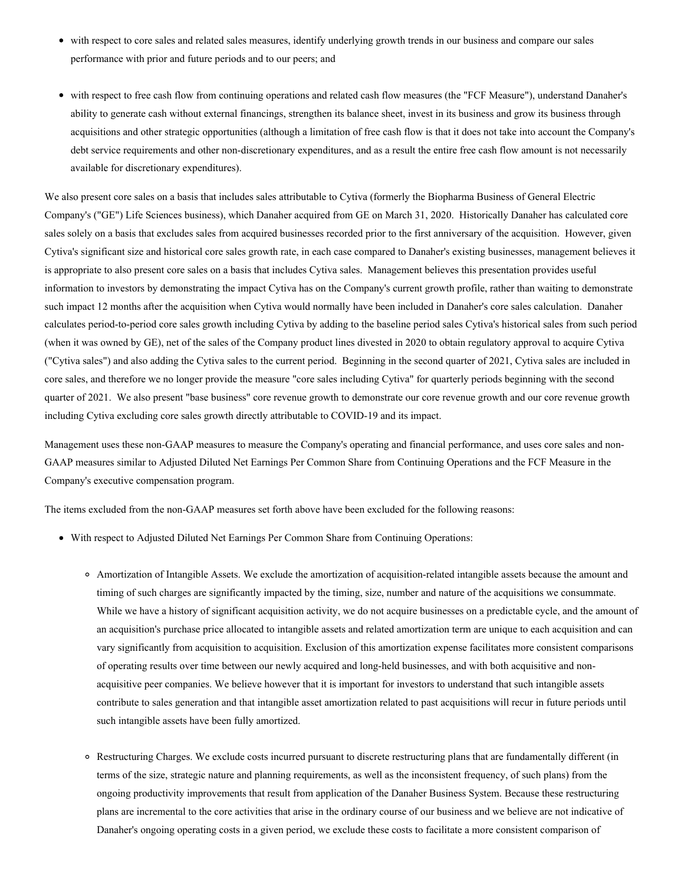- with respect to core sales and related sales measures, identify underlying growth trends in our business and compare our sales performance with prior and future periods and to our peers; and

- with respect to free cash flow from continuing operations and related cash flow measures (the "FCF Measure"), understand Danaher's ability to generate cash without external financings, strengthen its balance sheet, invest in its business and grow its business through acquisitions and other strategic opportunities (although a limitation of free cash flow is that it does not take into account the Company's debt service requirements and other non-discretionary expenditures, and as a result the entire free cash flow amount is not necessarily available for discretionary expenditures).

We also present core sales on a basis that includes sales attributable to Cytiva (formerly the Biopharma Business of General Electric Company's ("GE") Life Sciences business), which Danaher acquired from GE on March 31, 2020. Historically Danaher has calculated core sales solely on a basis that excludes sales from acquired businesses recorded prior to the first anniversary of the acquisition. However, given Cytiva's significant size and historical core sales growth rate, in each case compared to Danaher's existing businesses, management believes it is appropriate to also present core sales on a basis that includes Cytiva sales. Management believes this presentation provides useful information to investors by demonstrating the impact Cytiva has on the Company's current growth profile, rather than waiting to demonstrate such impact 12 months after the acquisition when Cytiva would normally have been included in Danaher's core sales calculation. Danaher calculates period-to-period core sales growth including Cytiva by adding to the baseline period sales Cytiva's historical sales from such period (when it was owned by GE), net of the sales of the Company product lines divested in 2020 to obtain regulatory approval to acquire Cytiva ("Cytiva sales") and also adding the Cytiva sales to the current period. Beginning in the second quarter of 2021, Cytiva sales are included in core sales, and therefore we no longer provide the measure "core sales including Cytiva" for quarterly periods beginning with the second quarter of 2021. We also present "base business" core revenue growth to demonstrate our core revenue growth and our core revenue growth including Cytiva excluding core sales growth directly attributable to COVID-19 and its impact.

Management uses these non-GAAP measures to measure the Company's operating and financial performance, and uses core sales and non-GAAP measures similar to Adjusted Diluted Net Earnings Per Common Share from Continuing Operations and the FCF Measure in the Company's executive compensation program.

The items excluded from the non-GAAP measures set forth above have been excluded for the following reasons:

- With respect to Adjusted Diluted Net Earnings Per Common Share from Continuing Operations:

  - Amortization of Intangible Assets. We exclude the amortization of acquisition-related intangible assets because the amount and timing of such charges are significantly impacted by the timing, size, number and nature of the acquisitions we consummate. While we have a history of significant acquisition activity, we do not acquire businesses on a predictable cycle, and the amount of an acquisition's purchase price allocated to intangible assets and related amortization term are unique to each acquisition and can vary significantly from acquisition to acquisition. Exclusion of this amortization expense facilitates more consistent comparisons of operating results over time between our newly acquired and long-held businesses, and with both acquisitive and non-acquisitive peer companies. We believe however that it is important for investors to understand that such intangible assets contribute to sales generation and that intangible asset amortization related to past acquisitions will recur in future periods until such intangible assets have been fully amortized.

  - Restructuring Charges. We exclude costs incurred pursuant to discrete restructuring plans that are fundamentally different (in terms of the size, strategic nature and planning requirements, as well as the inconsistent frequency, of such plans) from the ongoing productivity improvements that result from application of the Danaher Business System. Because these restructuring plans are incremental to the core activities that arise in the ordinary course of our business and we believe are not indicative of Danaher's ongoing operating costs in a given period, we exclude these costs to facilitate a more consistent comparison of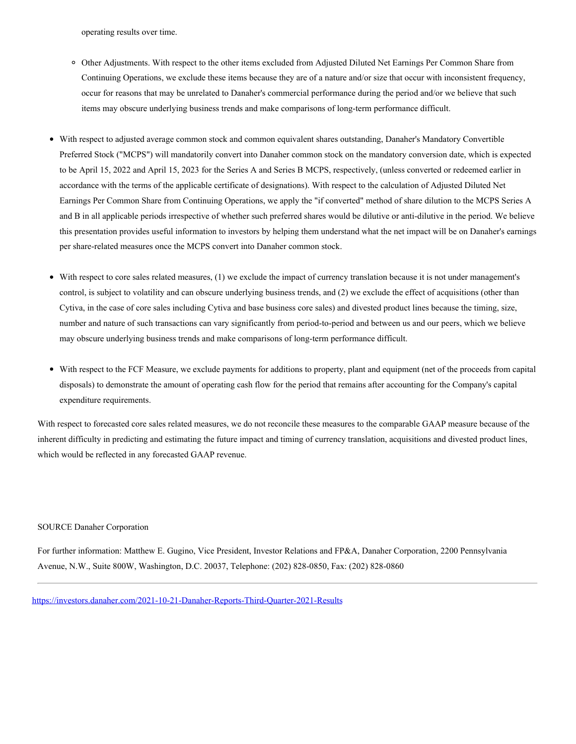operating results over time.

  - Other Adjustments. With respect to the other items excluded from Adjusted Diluted Net Earnings Per Common Share from Continuing Operations, we exclude these items because they are of a nature and/or size that occur with inconsistent frequency, occur for reasons that may be unrelated to Danaher's commercial performance during the period and/or we believe that such items may obscure underlying business trends and make comparisons of long-term performance difficult.

- With respect to adjusted average common stock and common equivalent shares outstanding, Danaher's Mandatory Convertible Preferred Stock ("MCPS") will mandatorily convert into Danaher common stock on the mandatory conversion date, which is expected to be April 15, 2022 and April 15, 2023 for the Series A and Series B MCPS, respectively, (unless converted or redeemed earlier in accordance with the terms of the applicable certificate of designations). With respect to the calculation of Adjusted Diluted Net Earnings Per Common Share from Continuing Operations, we apply the "if converted" method of share dilution to the MCPS Series A and B in all applicable periods irrespective of whether such preferred shares would be dilutive or anti-dilutive in the period. We believe this presentation provides useful information to investors by helping them understand what the net impact will be on Danaher's earnings per share-related measures once the MCPS convert into Danaher common stock.

- With respect to core sales related measures, (1) we exclude the impact of currency translation because it is not under management's control, is subject to volatility and can obscure underlying business trends, and (2) we exclude the effect of acquisitions (other than Cytiva, in the case of core sales including Cytiva and base business core sales) and divested product lines because the timing, size, number and nature of such transactions can vary significantly from period-to-period and between us and our peers, which we believe may obscure underlying business trends and make comparisons of long-term performance difficult.

- With respect to the FCF Measure, we exclude payments for additions to property, plant and equipment (net of the proceeds from capital disposals) to demonstrate the amount of operating cash flow for the period that remains after accounting for the Company's capital expenditure requirements.

With respect to forecasted core sales related measures, we do not reconcile these measures to the comparable GAAP measure because of the inherent difficulty in predicting and estimating the future impact and timing of currency translation, acquisitions and divested product lines, which would be reflected in any forecasted GAAP revenue.

SOURCE Danaher Corporation

For further information: Matthew E. Gugino, Vice President, Investor Relations and FP&A, Danaher Corporation, 2200 Pennsylvania Avenue, N.W., Suite 800W, Washington, D.C. 20037, Telephone: (202) 828-0850, Fax: (202) 828-0860

---

https://investors.danaher.com/2021-10-21-Danaher-Reports-Third-Quarter-2021-Results